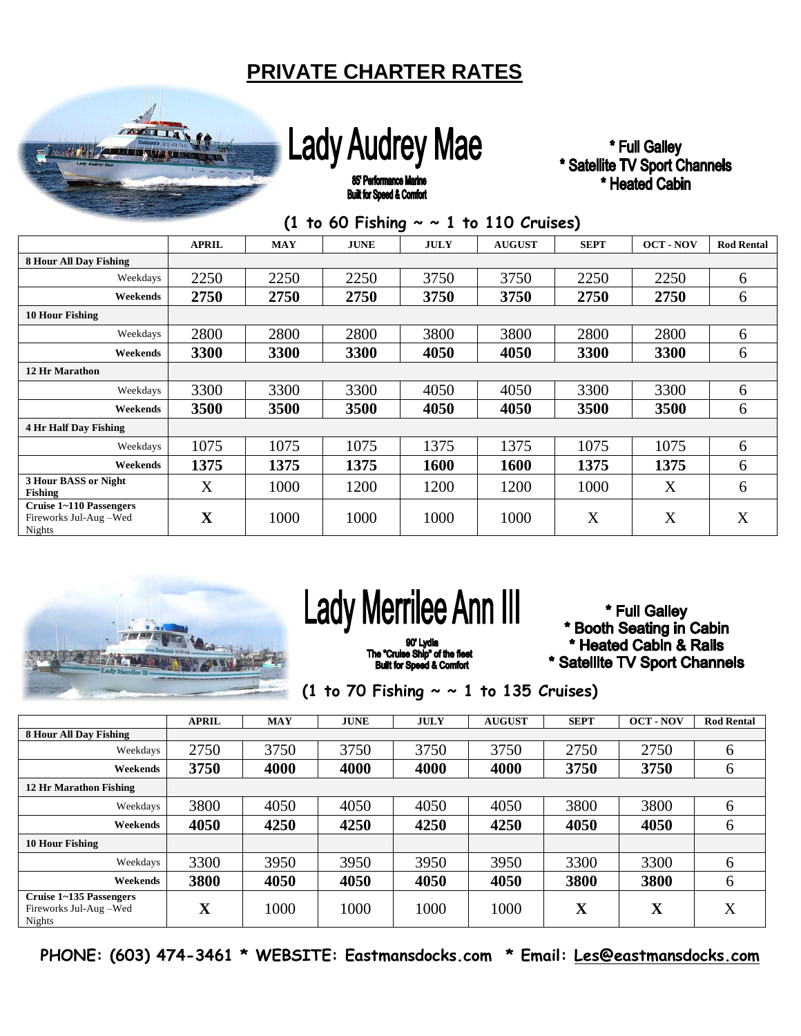# PRIVATE CHARTER RATES

## Lady Audrey Mae

85' Performance Marine
Built for Speed & Comfort

* Full Galley
* Satellite TV Sport Channels
* Heated Cabin

**(1 to 60 Fishing ~ ~ 1 to 110 Cruises)**

| | APRIL | MAY | JUNE | JULY | AUGUST | SEPT | OCT - NOV | Rod Rental |
|---|---|---|---|---|---|---|---|---|
| **8 Hour All Day Fishing** | | | | | | | | |
| Weekdays | 2250 | 2250 | 2250 | 3750 | 3750 | 2250 | 2250 | 6 |
| **Weekends** | **2750** | **2750** | **2750** | **3750** | **3750** | **2750** | **2750** | 6 |
| **10 Hour Fishing** | | | | | | | | |
| Weekdays | 2800 | 2800 | 2800 | 3800 | 3800 | 2800 | 2800 | 6 |
| **Weekends** | **3300** | **3300** | **3300** | **4050** | **4050** | **3300** | **3300** | 6 |
| **12 Hr Marathon** | | | | | | | | |
| Weekdays | 3300 | 3300 | 3300 | 4050 | 4050 | 3300 | 3300 | 6 |
| **Weekends** | **3500** | **3500** | **3500** | **4050** | **4050** | **3500** | **3500** | 6 |
| **4 Hr Half Day Fishing** | | | | | | | | |
| Weekdays | 1075 | 1075 | 1075 | 1375 | 1375 | 1075 | 1075 | 6 |
| **Weekends** | **1375** | **1375** | **1375** | **1600** | **1600** | **1375** | **1375** | 6 |
| **3 Hour BASS or Night Fishing** | X | 1000 | 1200 | 1200 | 1200 | 1000 | X | 6 |
| **Cruise 1~110 Passengers** Fireworks Jul-Aug –Wed Nights | **X** | 1000 | 1000 | 1000 | 1000 | X | X | X |

## Lady Merrilee Ann III

90' Lydia
The "Cruise Ship" of the fleet
Built for Speed & Comfort

* Full Galley
* Booth Seating in Cabin
* Heated Cabin & Rails
* Satellite TV Sport Channels

**(1 to 70 Fishing ~ ~ 1 to 135 Cruises)**

| | APRIL | MAY | JUNE | JULY | AUGUST | SEPT | OCT - NOV | Rod Rental |
|---|---|---|---|---|---|---|---|---|
| **8 Hour All Day Fishing** | | | | | | | | |
| Weekdays | 2750 | 3750 | 3750 | 3750 | 3750 | 2750 | 2750 | 6 |
| **Weekends** | **3750** | **4000** | **4000** | **4000** | **4000** | **3750** | **3750** | 6 |
| **12 Hr Marathon Fishing** | | | | | | | | |
| Weekdays | 3800 | 4050 | 4050 | 4050 | 4050 | 3800 | 3800 | 6 |
| **Weekends** | **4050** | **4250** | **4250** | **4250** | **4250** | **4050** | **4050** | 6 |
| **10 Hour Fishing** | | | | | | | | |
| Weekdays | 3300 | 3950 | 3950 | 3950 | 3950 | 3300 | 3300 | 6 |
| **Weekends** | **3800** | **4050** | **4050** | **4050** | **4050** | **3800** | **3800** | 6 |
| **Cruise 1~135 Passengers** Fireworks Jul-Aug –Wed Nights | **X** | 1000 | 1000 | 1000 | 1000 | **X** | **X** | X |

**PHONE: (603) 474-3461 * WEBSITE: Eastmansdocks.com * Email: Les@eastmansdocks.com**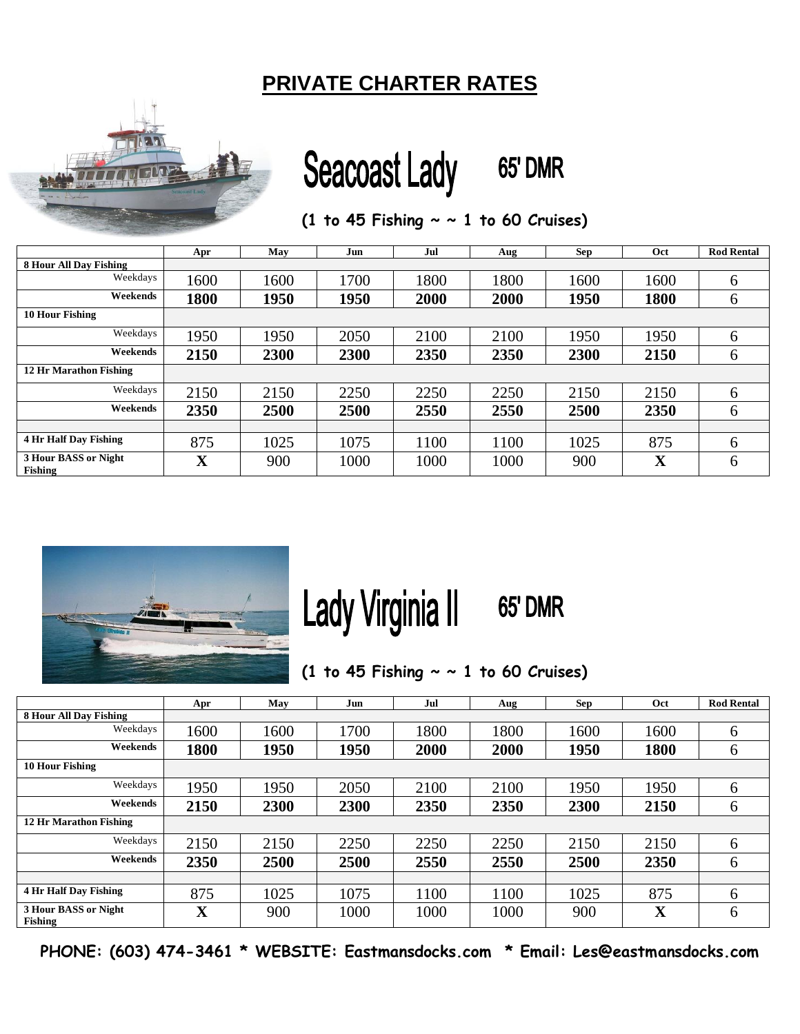# PRIVATE CHARTER RATES

## Seacoast Lady 65' DMR

**(1 to 45 Fishing ~ ~ 1 to 60 Cruises)**

| | Apr | May | Jun | Jul | Aug | Sep | Oct | Rod Rental |
|---|---|---|---|---|---|---|---|---|
| **8 Hour All Day Fishing** | | | | | | | | |
| Weekdays | 1600 | 1600 | 1700 | 1800 | 1800 | 1600 | 1600 | 6 |
| **Weekends** | **1800** | **1950** | **1950** | **2000** | **2000** | **1950** | **1800** | 6 |
| **10 Hour Fishing** | | | | | | | | |
| Weekdays | 1950 | 1950 | 2050 | 2100 | 2100 | 1950 | 1950 | 6 |
| **Weekends** | **2150** | **2300** | **2300** | **2350** | **2350** | **2300** | **2150** | 6 |
| **12 Hr Marathon Fishing** | | | | | | | | |
| Weekdays | 2150 | 2150 | 2250 | 2250 | 2250 | 2150 | 2150 | 6 |
| **Weekends** | **2350** | **2500** | **2500** | **2550** | **2550** | **2500** | **2350** | 6 |
| | | | | | | | | |
| **4 Hr Half Day Fishing** | 875 | 1025 | 1075 | 1100 | 1100 | 1025 | 875 | 6 |
| **3 Hour BASS or Night Fishing** | **X** | 900 | 1000 | 1000 | 1000 | 900 | **X** | 6 |

## Lady Virginia II 65' DMR

**(1 to 45 Fishing ~ ~ 1 to 60 Cruises)**

| | Apr | May | Jun | Jul | Aug | Sep | Oct | Rod Rental |
|---|---|---|---|---|---|---|---|---|
| **8 Hour All Day Fishing** | | | | | | | | |
| Weekdays | 1600 | 1600 | 1700 | 1800 | 1800 | 1600 | 1600 | 6 |
| **Weekends** | **1800** | **1950** | **1950** | **2000** | **2000** | **1950** | **1800** | 6 |
| **10 Hour Fishing** | | | | | | | | |
| Weekdays | 1950 | 1950 | 2050 | 2100 | 2100 | 1950 | 1950 | 6 |
| **Weekends** | **2150** | **2300** | **2300** | **2350** | **2350** | **2300** | **2150** | 6 |
| **12 Hr Marathon Fishing** | | | | | | | | |
| Weekdays | 2150 | 2150 | 2250 | 2250 | 2250 | 2150 | 2150 | 6 |
| **Weekends** | **2350** | **2500** | **2500** | **2550** | **2550** | **2500** | **2350** | 6 |
| | | | | | | | | |
| **4 Hr Half Day Fishing** | 875 | 1025 | 1075 | 1100 | 1100 | 1025 | 875 | 6 |
| **3 Hour BASS or Night Fishing** | **X** | 900 | 1000 | 1000 | 1000 | 900 | **X** | 6 |

**PHONE: (603) 474-3461 * WEBSITE: Eastmansdocks.com * Email: Les@eastmansdocks.com**